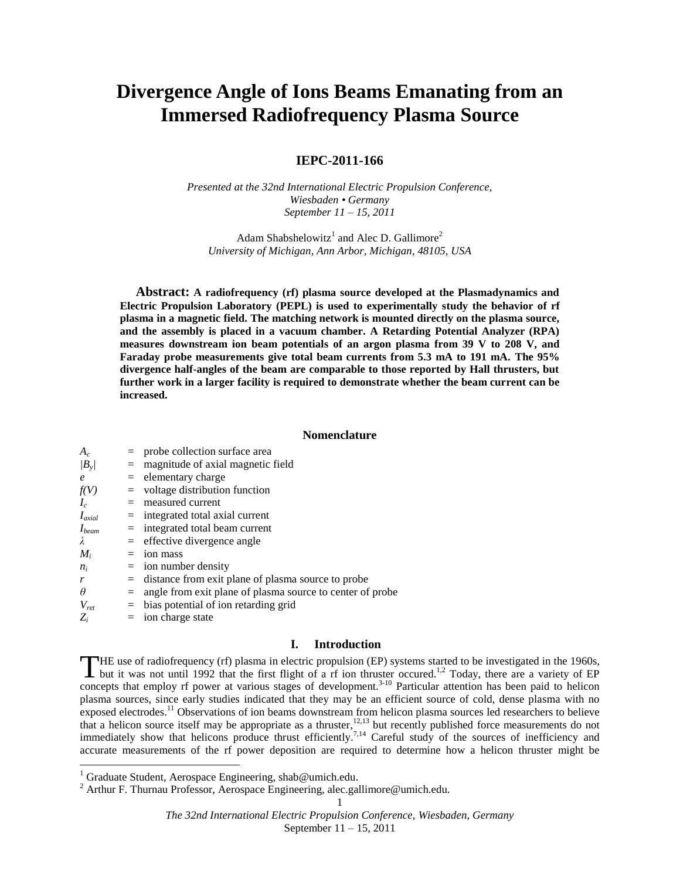# Divergence Angle of Ions Beams Emanating from an Immersed Radiofrequency Plasma Source

**IEPC-2011-166**

*Presented at the 32nd International Electric Propulsion Conference,*
*Wiesbaden • Germany*
*September 11 – 15, 2011*

Adam Shabshelowitz[1] and Alec D. Gallimore[2]
*University of Michigan, Ann Arbor, Michigan, 48105, USA*

**Abstract: A radiofrequency (rf) plasma source developed at the Plasmadynamics and Electric Propulsion Laboratory (PEPL) is used to experimentally study the behavior of rf plasma in a magnetic field. The matching network is mounted directly on the plasma source, and the assembly is placed in a vacuum chamber. A Retarding Potential Analyzer (RPA) measures downstream ion beam potentials of an argon plasma from 39 V to 208 V, and Faraday probe measurements give total beam currents from 5.3 mA to 191 mA. The 95% divergence half-angles of the beam are comparable to those reported by Hall thrusters, but further work in a larger facility is required to demonstrate whether the beam current can be increased.**

## Nomenclature

| | | |
|---|---|---|
| $A_c$ | = | probe collection surface area |
| $\|B_y\|$ | = | magnitude of axial magnetic field |
| $e$ | = | elementary charge |
| $f(V)$ | = | voltage distribution function |
| $I_c$ | = | measured current |
| $I_{axial}$ | = | integrated total axial current |
| $I_{beam}$ | = | integrated total beam current |
| $\lambda$ | = | effective divergence angle |
| $M_i$ | = | ion mass |
| $n_i$ | = | ion number density |
| $r$ | = | distance from exit plane of plasma source to probe |
| $\theta$ | = | angle from exit plane of plasma source to center of probe |
| $V_{ret}$ | = | bias potential of ion retarding grid |
| $Z_i$ | = | ion charge state |

## I. Introduction

THE use of radiofrequency (rf) plasma in electric propulsion (EP) systems started to be investigated in the 1960s, but it was not until 1992 that the first flight of a rf ion thruster occured.[1,2] Today, there are a variety of EP concepts that employ rf power at various stages of development.[3-10] Particular attention has been paid to helicon plasma sources, since early studies indicated that they may be an efficient source of cold, dense plasma with no exposed electrodes.[11] Observations of ion beams downstream from helicon plasma sources led researchers to believe that a helicon source itself may be appropriate as a thruster,[12,13] but recently published force measurements do not immediately show that helicons produce thrust efficiently.[7,14] Careful study of the sources of inefficiency and accurate measurements of the rf power deposition are required to determine how a helicon thruster might be

[1] Graduate Student, Aerospace Engineering, shab@umich.edu.

[2] Arthur F. Thurnau Professor, Aerospace Engineering, alec.gallimore@umich.edu.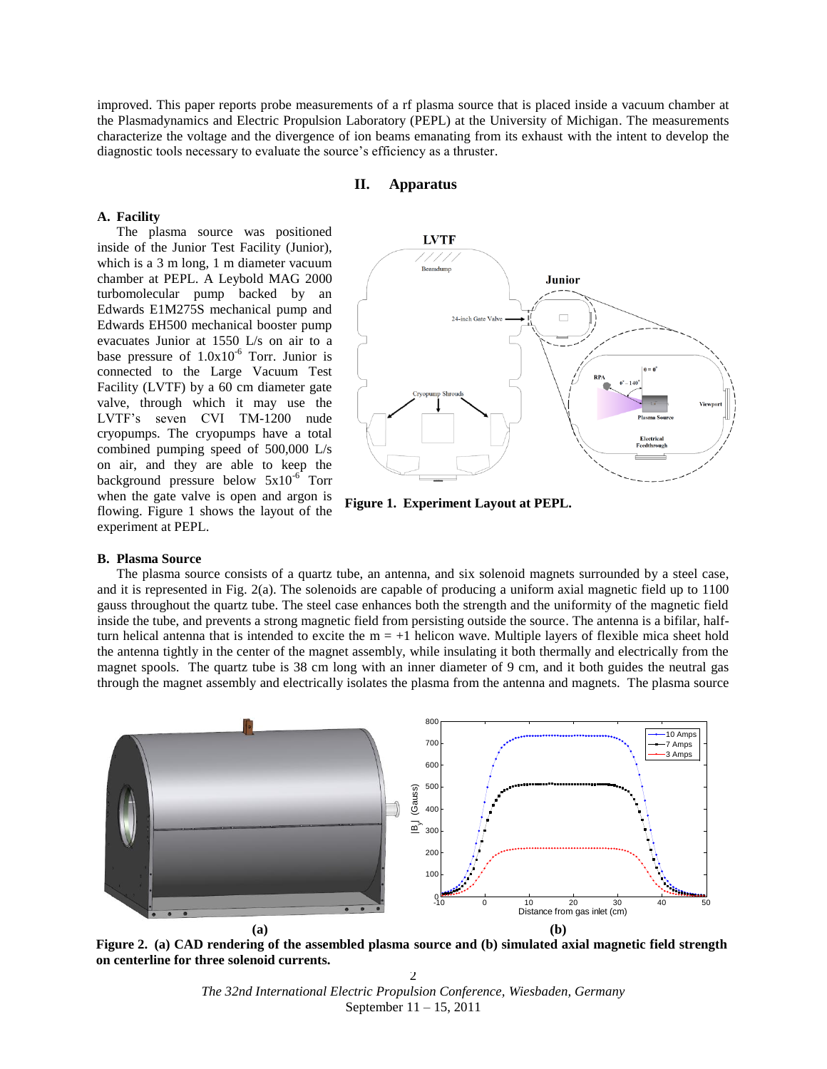improved. This paper reports probe measurements of a rf plasma source that is placed inside a vacuum chamber at the Plasmadynamics and Electric Propulsion Laboratory (PEPL) at the University of Michigan. The measurements characterize the voltage and the divergence of ion beams emanating from its exhaust with the intent to develop the diagnostic tools necessary to evaluate the source's efficiency as a thruster.

## II. Apparatus

### A. Facility

The plasma source was positioned inside of the Junior Test Facility (Junior), which is a 3 m long, 1 m diameter vacuum chamber at PEPL. A Leybold MAG 2000 turbomolecular pump backed by an Edwards E1M275S mechanical pump and Edwards EH500 mechanical booster pump evacuates Junior at 1550 L/s on air to a base pressure of $1.0\text{x}10^{-6}$ Torr. Junior is connected to the Large Vacuum Test Facility (LVTF) by a 60 cm diameter gate valve, through which it may use the LVTF's seven CVI TM-1200 nude cryopumps. The cryopumps have a total combined pumping speed of 500,000 L/s on air, and they are able to keep the background pressure below $5\text{x}10^{-6}$ Torr when the gate valve is open and argon is flowing. Figure 1 shows the layout of the experiment at PEPL.

**Figure 1. Experiment Layout at PEPL.**

### B. Plasma Source

The plasma source consists of a quartz tube, an antenna, and six solenoid magnets surrounded by a steel case, and it is represented in Fig. 2(a). The solenoids are capable of producing a uniform axial magnetic field up to 1100 gauss throughout the quartz tube. The steel case enhances both the strength and the uniformity of the magnetic field inside the tube, and prevents a strong magnetic field from persisting outside the source. The antenna is a bifilar, half-turn helical antenna that is intended to excite the m = +1 helicon wave. Multiple layers of flexible mica sheet hold the antenna tightly in the center of the magnet assembly, while insulating it both thermally and electrically from the magnet spools. The quartz tube is 38 cm long with an inner diameter of 9 cm, and it both guides the neutral gas through the magnet assembly and electrically isolates the plasma from the antenna and magnets. The plasma source

**Figure 2. (a) CAD rendering of the assembled plasma source and (b) simulated axial magnetic field strength on centerline for three solenoid currents.**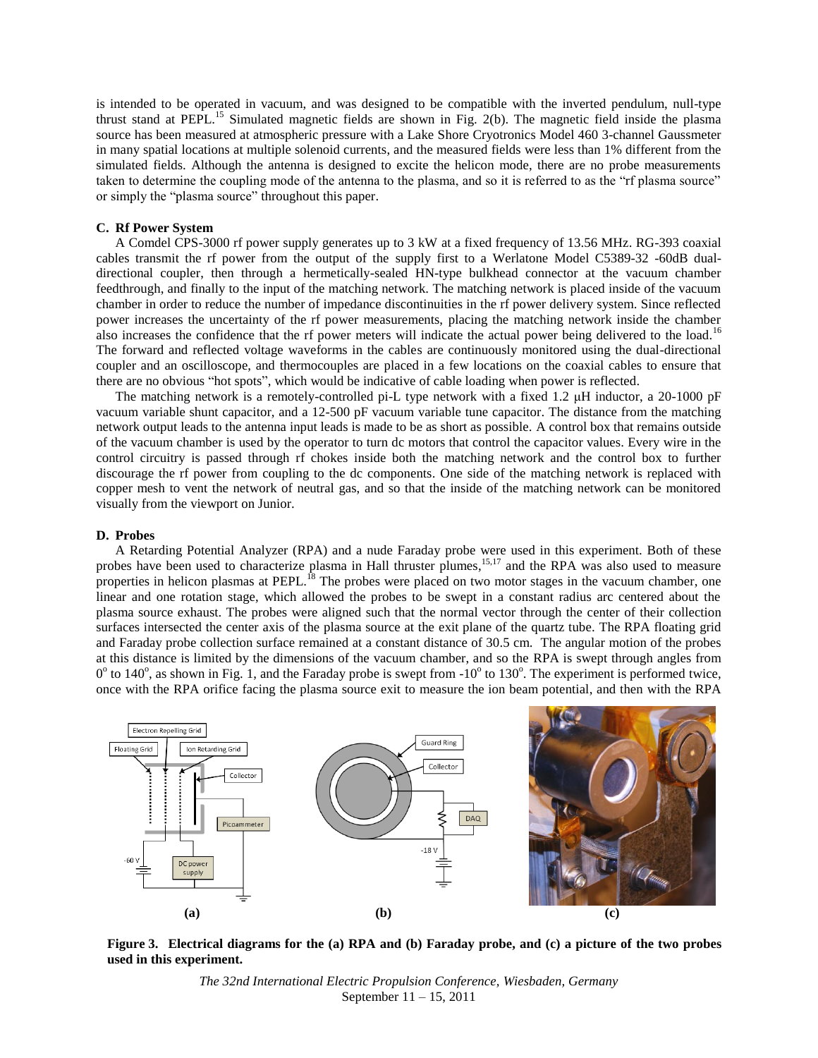is intended to be operated in vacuum, and was designed to be compatible with the inverted pendulum, null-type thrust stand at PEPL.[15] Simulated magnetic fields are shown in Fig. 2(b). The magnetic field inside the plasma source has been measured at atmospheric pressure with a Lake Shore Cryotronics Model 460 3-channel Gaussmeter in many spatial locations at multiple solenoid currents, and the measured fields were less than 1% different from the simulated fields. Although the antenna is designed to excite the helicon mode, there are no probe measurements taken to determine the coupling mode of the antenna to the plasma, and so it is referred to as the "rf plasma source" or simply the "plasma source" throughout this paper.

### C. Rf Power System

A Comdel CPS-3000 rf power supply generates up to 3 kW at a fixed frequency of 13.56 MHz. RG-393 coaxial cables transmit the rf power from the output of the supply first to a Werlatone Model C5389-32 -60dB dual-directional coupler, then through a hermetically-sealed HN-type bulkhead connector at the vacuum chamber feedthrough, and finally to the input of the matching network. The matching network is placed inside of the vacuum chamber in order to reduce the number of impedance discontinuities in the rf power delivery system. Since reflected power increases the uncertainty of the rf power measurements, placing the matching network inside the chamber also increases the confidence that the rf power meters will indicate the actual power being delivered to the load.[16] The forward and reflected voltage waveforms in the cables are continuously monitored using the dual-directional coupler and an oscilloscope, and thermocouples are placed in a few locations on the coaxial cables to ensure that there are no obvious "hot spots", which would be indicative of cable loading when power is reflected.

The matching network is a remotely-controlled pi-L type network with a fixed 1.2 μH inductor, a 20-1000 pF vacuum variable shunt capacitor, and a 12-500 pF vacuum variable tune capacitor. The distance from the matching network output leads to the antenna input leads is made to be as short as possible. A control box that remains outside of the vacuum chamber is used by the operator to turn dc motors that control the capacitor values. Every wire in the control circuitry is passed through rf chokes inside both the matching network and the control box to further discourage the rf power from coupling to the dc components. One side of the matching network is replaced with copper mesh to vent the network of neutral gas, and so that the inside of the matching network can be monitored visually from the viewport on Junior.

### D. Probes

A Retarding Potential Analyzer (RPA) and a nude Faraday probe were used in this experiment. Both of these probes have been used to characterize plasma in Hall thruster plumes,[15,17] and the RPA was also used to measure properties in helicon plasmas at PEPL.[18] The probes were placed on two motor stages in the vacuum chamber, one linear and one rotation stage, which allowed the probes to be swept in a constant radius arc centered about the plasma source exhaust. The probes were aligned such that the normal vector through the center of their collection surfaces intersected the center axis of the plasma source at the exit plane of the quartz tube. The RPA floating grid and Faraday probe collection surface remained at a constant distance of 30.5 cm. The angular motion of the probes at this distance is limited by the dimensions of the vacuum chamber, and so the RPA is swept through angles from $0^o$ to $140^o$, as shown in Fig. 1, and the Faraday probe is swept from $-10^o$ to $130^o$. The experiment is performed twice, once with the RPA orifice facing the plasma source exit to measure the ion beam potential, and then with the RPA

**Figure 3. Electrical diagrams for the (a) RPA and (b) Faraday probe, and (c) a picture of the two probes used in this experiment.**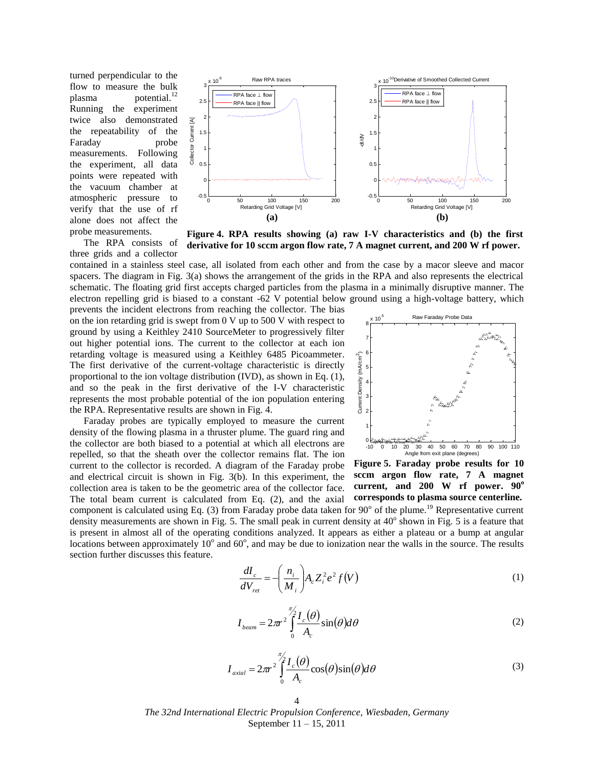turned perpendicular to the flow to measure the bulk plasma potential.[12] Running the experiment twice also demonstrated the repeatability of the Faraday probe measurements. Following the experiment, all data points were repeated with the vacuum chamber at atmospheric pressure to verify that the use of rf alone does not affect the probe measurements.

**Figure 4. RPA results showing (a) raw I-V characteristics and (b) the first derivative for 10 sccm argon flow rate, 7 A magnet current, and 200 W rf power.**

The RPA consists of three grids and a collector contained in a stainless steel case, all isolated from each other and from the case by a macor sleeve and macor spacers. The diagram in Fig. 3(a) shows the arrangement of the grids in the RPA and also represents the electrical schematic. The floating grid first accepts charged particles from the plasma in a minimally disruptive manner. The electron repelling grid is biased to a constant -62 V potential below ground using a high-voltage battery, which prevents the incident electrons from reaching the collector. The bias on the ion retarding grid is swept from 0 V up to 500 V with respect to ground by using a Keithley 2410 SourceMeter to progressively filter out higher potential ions. The current to the collector at each ion retarding voltage is measured using a Keithley 6485 Picoammeter. The first derivative of the current-voltage characteristic is directly proportional to the ion voltage distribution (IVD), as shown in Eq. (1), and so the peak in the first derivative of the I-V characteristic represents the most probable potential of the ion population entering the RPA. Representative results are shown in Fig. 4.

Faraday probes are typically employed to measure the current density of the flowing plasma in a thruster plume. The guard ring and the collector are both biased to a potential at which all electrons are repelled, so that the sheath over the collector remains flat. The ion current to the collector is recorded. A diagram of the Faraday probe and electrical circuit is shown in Fig. 3(b). In this experiment, the collection area is taken to be the geometric area of the collector face. The total beam current is calculated from Eq. (2), and the axial component is calculated using Eq. (3) from Faraday probe data taken for 90° of the plume.[19] Representative current density measurements are shown in Fig. 5. The small peak in current density at 40° shown in Fig. 5 is a feature that is present in almost all of the operating conditions analyzed. It appears as either a plateau or a bump at angular locations between approximately 10° and 60°, and may be due to ionization near the walls in the source. The results section further discusses this feature.

**Figure 5. Faraday probe results for 10 sccm argon flow rate, 7 A magnet current, and 200 W rf power. 90° corresponds to plasma source centerline.**

$$\frac{dI_c}{dV_{ret}} = -\left(\frac{n_i}{M_i}\right) A_c Z_i^2 e^2 f(V) \tag{1}$$

$$I_{beam} = 2\pi r^2 \int_0^{\pi/2} \frac{I_c(\theta)}{A_c} \sin(\theta) d\theta \tag{2}$$

$$I_{axial} = 2\pi r^2 \int_0^{\pi/2} \frac{I_c(\theta)}{A_c} \cos(\theta)\sin(\theta) d\theta \tag{3}$$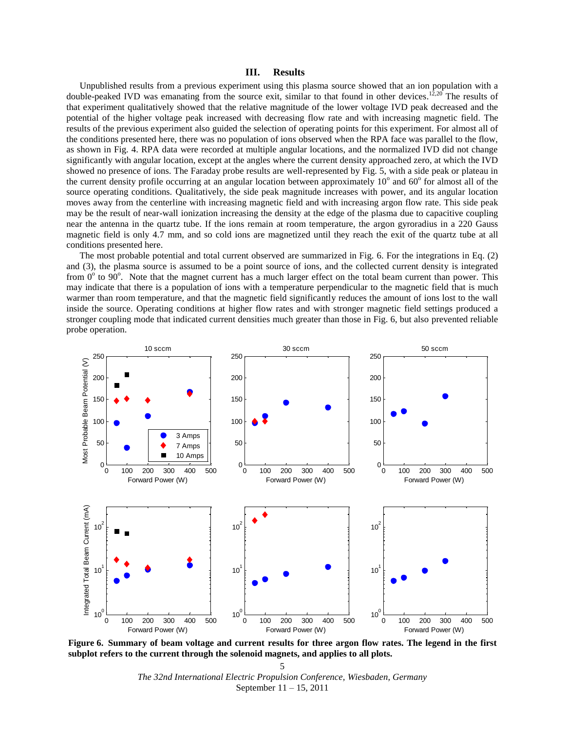## III. Results

Unpublished results from a previous experiment using this plasma source showed that an ion population with a double-peaked IVD was emanating from the source exit, similar to that found in other devices.[12,20] The results of that experiment qualitatively showed that the relative magnitude of the lower voltage IVD peak decreased and the potential of the higher voltage peak increased with decreasing flow rate and with increasing magnetic field. The results of the previous experiment also guided the selection of operating points for this experiment. For almost all of the conditions presented here, there was no population of ions observed when the RPA face was parallel to the flow, as shown in Fig. 4. RPA data were recorded at multiple angular locations, and the normalized IVD did not change significantly with angular location, except at the angles where the current density approached zero, at which the IVD showed no presence of ions. The Faraday probe results are well-represented by Fig. 5, with a side peak or plateau in the current density profile occurring at an angular location between approximately $10^{\circ}$ and $60^{\circ}$ for almost all of the source operating conditions. Qualitatively, the side peak magnitude increases with power, and its angular location moves away from the centerline with increasing magnetic field and with increasing argon flow rate. This side peak may be the result of near-wall ionization increasing the density at the edge of the plasma due to capacitive coupling near the antenna in the quartz tube. If the ions remain at room temperature, the argon gyroradius in a 220 Gauss magnetic field is only 4.7 mm, and so cold ions are magnetized until they reach the exit of the quartz tube at all conditions presented here.

The most probable potential and total current observed are summarized in Fig. 6. For the integrations in Eq. (2) and (3), the plasma source is assumed to be a point source of ions, and the collected current density is integrated from $0^{\circ}$ to $90^{\circ}$. Note that the magnet current has a much larger effect on the total beam current than power. This may indicate that there is a population of ions with a temperature perpendicular to the magnetic field that is much warmer than room temperature, and that the magnetic field significantly reduces the amount of ions lost to the wall inside the source. Operating conditions at higher flow rates and with stronger magnetic field settings produced a stronger coupling mode that indicated current densities much greater than those in Fig. 6, but also prevented reliable probe operation.

**Figure 6. Summary of beam voltage and current results for three argon flow rates. The legend in the first subplot refers to the current through the solenoid magnets, and applies to all plots.**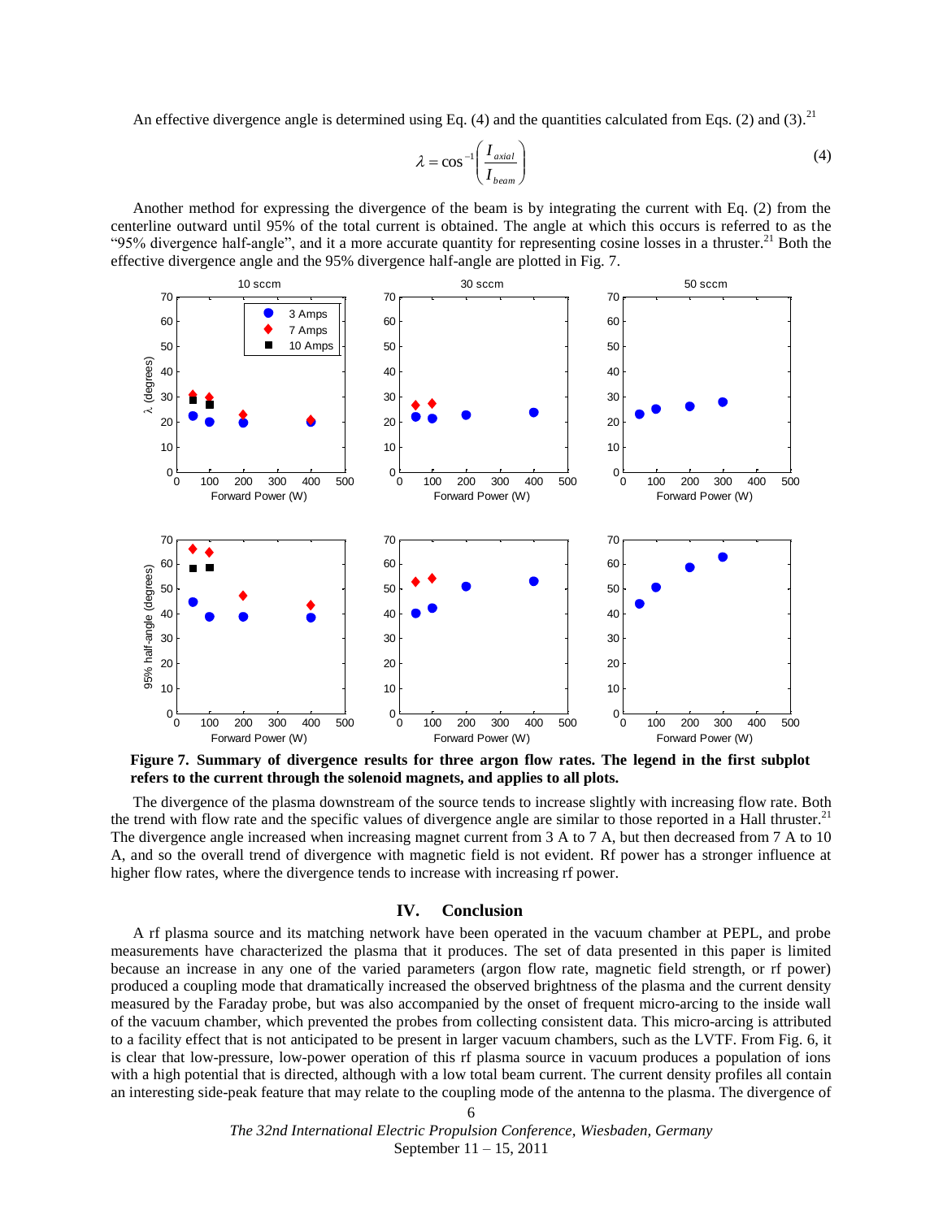An effective divergence angle is determined using Eq. (4) and the quantities calculated from Eqs. (2) and (3).[21]

$$\lambda = \cos^{-1}\left(\frac{I_{axial}}{I_{beam}}\right) \tag{4}$$

Another method for expressing the divergence of the beam is by integrating the current with Eq. (2) from the centerline outward until 95% of the total current is obtained. The angle at which this occurs is referred to as the "95% divergence half-angle", and it a more accurate quantity for representing cosine losses in a thruster.[21] Both the effective divergence angle and the 95% divergence half-angle are plotted in Fig. 7.

**Figure 7. Summary of divergence results for three argon flow rates. The legend in the first subplot refers to the current through the solenoid magnets, and applies to all plots.**

The divergence of the plasma downstream of the source tends to increase slightly with increasing flow rate. Both the trend with flow rate and the specific values of divergence angle are similar to those reported in a Hall thruster.[21] The divergence angle increased when increasing magnet current from 3 A to 7 A, but then decreased from 7 A to 10 A, and so the overall trend of divergence with magnetic field is not evident. Rf power has a stronger influence at higher flow rates, where the divergence tends to increase with increasing rf power.

## IV. Conclusion

A rf plasma source and its matching network have been operated in the vacuum chamber at PEPL, and probe measurements have characterized the plasma that it produces. The set of data presented in this paper is limited because an increase in any one of the varied parameters (argon flow rate, magnetic field strength, or rf power) produced a coupling mode that dramatically increased the observed brightness of the plasma and the current density measured by the Faraday probe, but was also accompanied by the onset of frequent micro-arcing to the inside wall of the vacuum chamber, which prevented the probes from collecting consistent data. This micro-arcing is attributed to a facility effect that is not anticipated to be present in larger vacuum chambers, such as the LVTF. From Fig. 6, it is clear that low-pressure, low-power operation of this rf plasma source in vacuum produces a population of ions with a high potential that is directed, although with a low total beam current. The current density profiles all contain an interesting side-peak feature that may relate to the coupling mode of the antenna to the plasma. The divergence of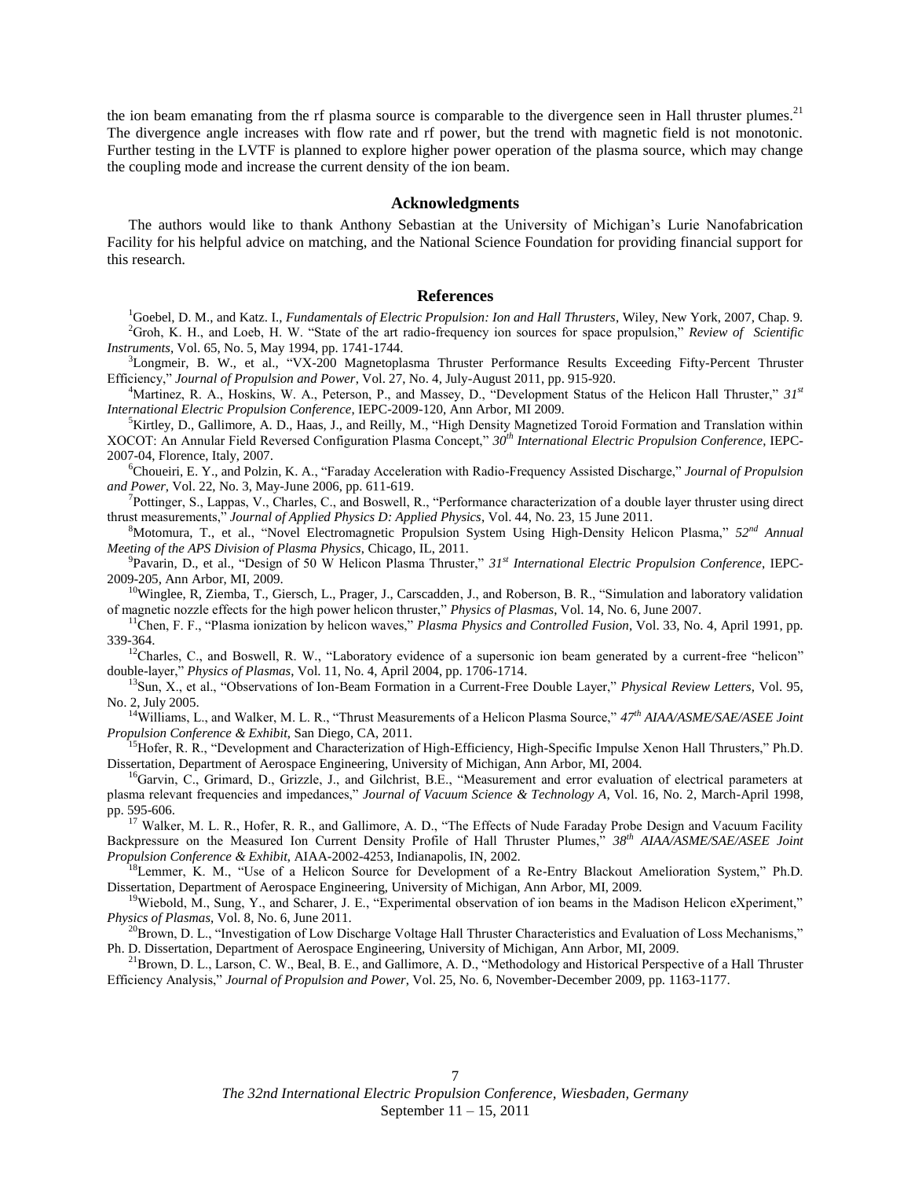the ion beam emanating from the rf plasma source is comparable to the divergence seen in Hall thruster plumes.[21] The divergence angle increases with flow rate and rf power, but the trend with magnetic field is not monotonic. Further testing in the LVTF is planned to explore higher power operation of the plasma source, which may change the coupling mode and increase the current density of the ion beam.

## Acknowledgments

The authors would like to thank Anthony Sebastian at the University of Michigan's Lurie Nanofabrication Facility for his helpful advice on matching, and the National Science Foundation for providing financial support for this research.

## References

[1]Goebel, D. M., and Katz. I., *Fundamentals of Electric Propulsion: Ion and Hall Thrusters*, Wiley, New York, 2007, Chap. 9.

[2]Groh, K. H., and Loeb, H. W. "State of the art radio-frequency ion sources for space propulsion," *Review of Scientific Instruments*, Vol. 65, No. 5, May 1994, pp. 1741-1744.

[3]Longmeir, B. W., et al., "VX-200 Magnetoplasma Thruster Performance Results Exceeding Fifty-Percent Thruster Efficiency," *Journal of Propulsion and Power*, Vol. 27, No. 4, July-August 2011, pp. 915-920.

[4]Martinez, R. A., Hoskins, W. A., Peterson, P., and Massey, D., "Development Status of the Helicon Hall Thruster," *31st International Electric Propulsion Conference*, IEPC-2009-120, Ann Arbor, MI 2009.

[5]Kirtley, D., Gallimore, A. D., Haas, J., and Reilly, M., "High Density Magnetized Toroid Formation and Translation within XOCOT: An Annular Field Reversed Configuration Plasma Concept," *30th International Electric Propulsion Conference*, IEPC-2007-04, Florence, Italy, 2007.

[6]Choueiri, E. Y., and Polzin, K. A., "Faraday Acceleration with Radio-Frequency Assisted Discharge," *Journal of Propulsion and Power*, Vol. 22, No. 3, May-June 2006, pp. 611-619.

[7]Pottinger, S., Lappas, V., Charles, C., and Boswell, R., "Performance characterization of a double layer thruster using direct thrust measurements," *Journal of Applied Physics D: Applied Physics*, Vol. 44, No. 23, 15 June 2011.

[8]Motomura, T., et al., "Novel Electromagnetic Propulsion System Using High-Density Helicon Plasma," *52nd Annual Meeting of the APS Division of Plasma Physics*, Chicago, IL, 2011.

[9]Pavarin, D., et al., "Design of 50 W Helicon Plasma Thruster," *31st International Electric Propulsion Conference*, IEPC-2009-205, Ann Arbor, MI, 2009.

[10]Winglee, R, Ziemba, T., Giersch, L., Prager, J., Carscadden, J., and Roberson, B. R., "Simulation and laboratory validation of magnetic nozzle effects for the high power helicon thruster," *Physics of Plasmas*, Vol. 14, No. 6, June 2007.

[11]Chen, F. F., "Plasma ionization by helicon waves," *Plasma Physics and Controlled Fusion*, Vol. 33, No. 4, April 1991, pp. 339-364.

[12]Charles, C., and Boswell, R. W., "Laboratory evidence of a supersonic ion beam generated by a current-free "helicon" double-layer," *Physics of Plasmas*, Vol. 11, No. 4, April 2004, pp. 1706-1714.

[13]Sun, X., et al., "Observations of Ion-Beam Formation in a Current-Free Double Layer," *Physical Review Letters*, Vol. 95, No. 2, July 2005.

[14]Williams, L., and Walker, M. L. R., "Thrust Measurements of a Helicon Plasma Source," *47th AIAA/ASME/SAE/ASEE Joint Propulsion Conference & Exhibit*, San Diego, CA, 2011.

[15]Hofer, R. R., "Development and Characterization of High-Efficiency, High-Specific Impulse Xenon Hall Thrusters," Ph.D. Dissertation, Department of Aerospace Engineering, University of Michigan, Ann Arbor, MI, 2004.

[16]Garvin, C., Grimard, D., Grizzle, J., and Gilchrist, B.E., "Measurement and error evaluation of electrical parameters at plasma relevant frequencies and impedances," *Journal of Vacuum Science & Technology A*, Vol. 16, No. 2, March-April 1998, pp. 595-606.

[17] Walker, M. L. R., Hofer, R. R., and Gallimore, A. D., "The Effects of Nude Faraday Probe Design and Vacuum Facility Backpressure on the Measured Ion Current Density Profile of Hall Thruster Plumes," *38th AIAA/ASME/SAE/ASEE Joint Propulsion Conference & Exhibit*, AIAA-2002-4253, Indianapolis, IN, 2002.

[18]Lemmer, K. M., "Use of a Helicon Source for Development of a Re-Entry Blackout Amelioration System," Ph.D. Dissertation, Department of Aerospace Engineering, University of Michigan, Ann Arbor, MI, 2009.

[19]Wiebold, M., Sung, Y., and Scharer, J. E., "Experimental observation of ion beams in the Madison Helicon eXperiment," *Physics of Plasmas*, Vol. 8, No. 6, June 2011.

[20]Brown, D. L., "Investigation of Low Discharge Voltage Hall Thruster Characteristics and Evaluation of Loss Mechanisms," Ph. D. Dissertation, Department of Aerospace Engineering, University of Michigan, Ann Arbor, MI, 2009.

[21]Brown, D. L., Larson, C. W., Beal, B. E., and Gallimore, A. D., "Methodology and Historical Perspective of a Hall Thruster Efficiency Analysis," *Journal of Propulsion and Power*, Vol. 25, No. 6, November-December 2009, pp. 1163-1177.